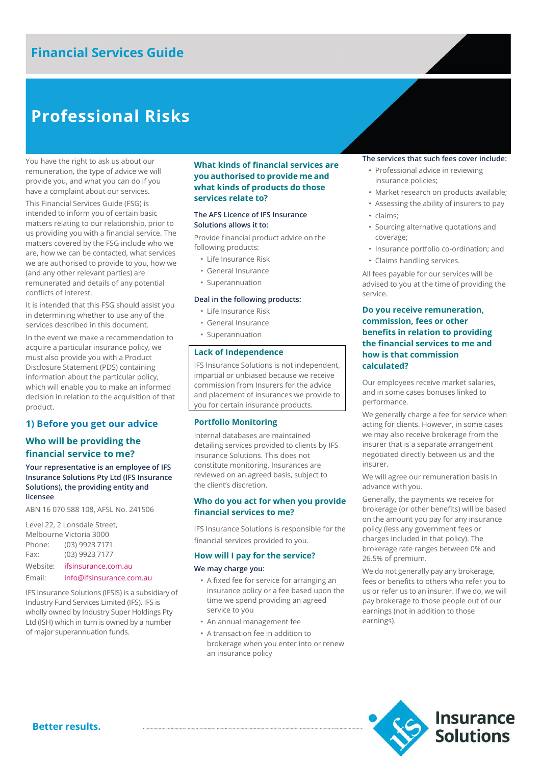# Financial Services Guide

# Professional Risks

You have the right to ask us about our remuneration, the type of advice we will provide you, and what you can do if you have a complaint about our services.

This Financial Services Guide (FSG) is intended to inform you of certain basic matters relating to our relationship, prior to us providing you with a financial service. The matters covered by the FSG include who we are, how we can be contacted, what services we are authorised to provide to you, how we (and any other relevant parties) are remunerated and details of any potential conflicts of interest.

It is intended that this FSG should assist you in determining whether to use any of the services described in this document.

In the event we make a recommendation to acquire a particular insurance policy, we must also provide you with a Product Disclosure Statement (PDS) containing information about the particular policy, which will enable you to make an informed decision in relation to the acquisition of that product.

## 1) Before you get our advice

### Who will be providing the financial service to me?

**Your representative is an employee of IFS Insurance Solutions Pty Ltd (IFS Insurance Solutions), the providing entity and licensee**

ABN 16 070 588 108, AFSL No. 241506

Level 22, 2 Lonsdale Street,
Melbourne Victoria 3000
Phone: (03) 9923 7171
Fax: (03) 9923 7177
Website: ifsinsurance.com.au
Email: info@ifsinsurance.com.au

IFS Insurance Solutions (IFSIS) is a subsidiary of Industry Fund Services Limited (IFS). IFS is wholly owned by Industry Super Holdings Pty Ltd (ISH) which in turn is owned by a number of major superannuation funds.

### What kinds of financial services are you authorised to provide me and what kinds of products do those services relate to?

**The AFS Licence of IFS Insurance Solutions allows it to:**

Provide financial product advice on the following products:

- Life Insurance Risk
- General Insurance
- Superannuation

**Deal in the following products:**

- Life Insurance Risk
- General Insurance
- Superannuation

### Lack of Independence

IFS Insurance Solutions is not independent, impartial or unbiased because we receive commission from Insurers for the advice and placement of insurances we provide to you for certain insurance products.

### Portfolio Monitoring

Internal databases are maintained detailing services provided to clients by IFS Insurance Solutions. This does not constitute monitoring. Insurances are reviewed on an agreed basis, subject to the client's discretion.

### Who do you act for when you provide financial services to me?

IFS Insurance Solutions is responsible for the financial services provided to you.

### How will I pay for the service?

**We may charge you:**

- A fixed fee for service for arranging an insurance policy or a fee based upon the time we spend providing an agreed service to you
- An annual management fee
- A transaction fee in addition to brokerage when you enter into or renew an insurance policy

**The services that such fees cover include:**

- Professional advice in reviewing insurance policies;
- Market research on products available;
- Assessing the ability of insurers to pay claims;
- Sourcing alternative quotations and coverage;
- Insurance portfolio co-ordination; and
- Claims handling services.

All fees payable for our services will be advised to you at the time of providing the service.

### Do you receive remuneration, commission, fees or other benefits in relation to providing the financial services to me and how is that commission calculated?

Our employees receive market salaries, and in some cases bonuses linked to performance.

We generally charge a fee for service when acting for clients. However, in some cases we may also receive brokerage from the insurer that is a separate arrangement negotiated directly between us and the insurer.

We will agree our remuneration basis in advance with you.

Generally, the payments we receive for brokerage (or other benefits) will be based on the amount you pay for any insurance policy (less any government fees or charges included in that policy). The brokerage rate ranges between 0% and 26.5% of premium.

We do not generally pay any brokerage, fees or benefits to others who refer you to us or refer us to an insurer. If we do, we will pay brokerage to those people out of our earnings (not in addition to those earnings).

Better results.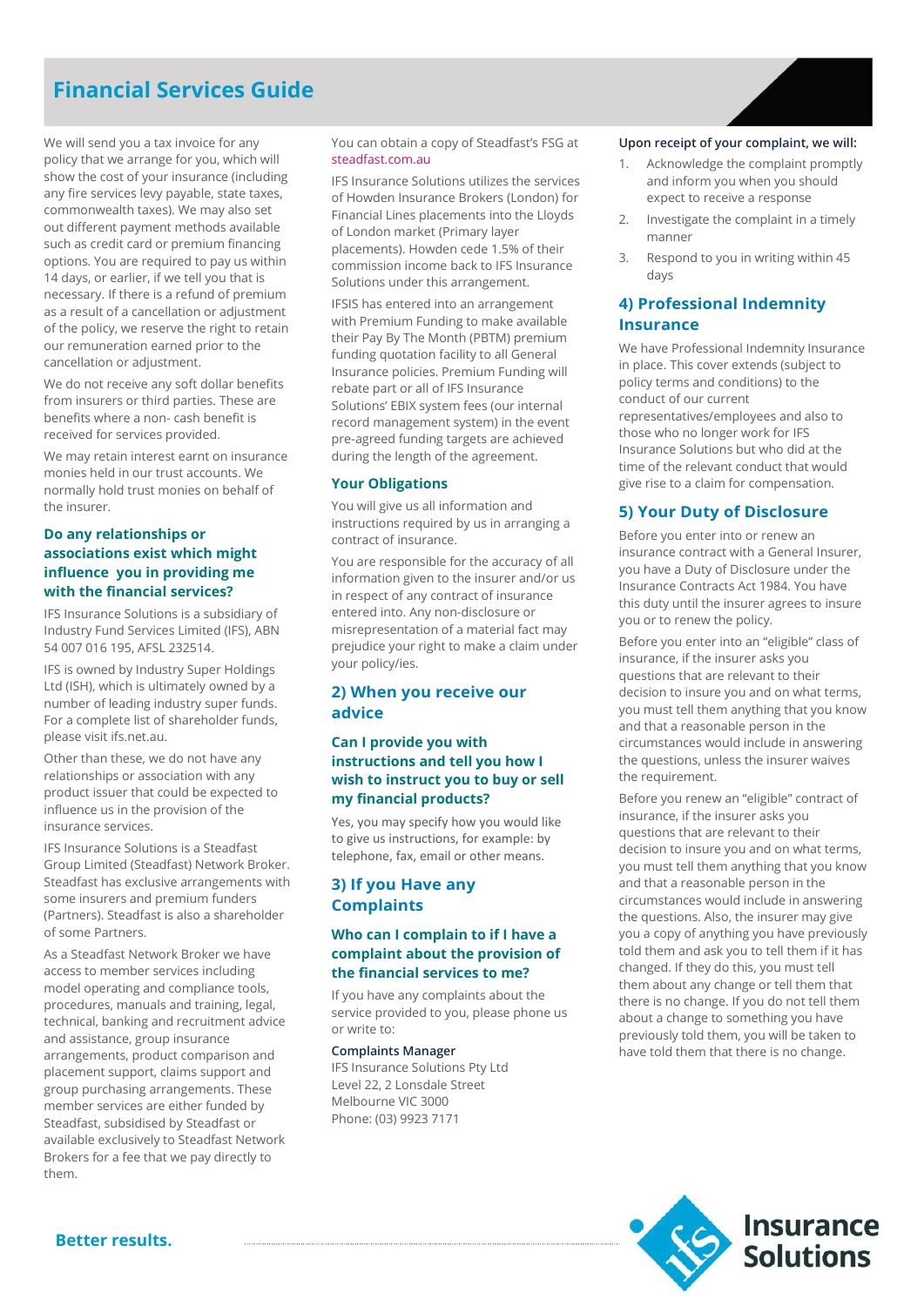# Financial Services Guide

We will send you a tax invoice for any policy that we arrange for you, which will show the cost of your insurance (including any fire services levy payable, state taxes, commonwealth taxes). We may also set out different payment methods available such as credit card or premium financing options. You are required to pay us within 14 days, or earlier, if we tell you that is necessary. If there is a refund of premium as a result of a cancellation or adjustment of the policy, we reserve the right to retain our remuneration earned prior to the cancellation or adjustment.

We do not receive any soft dollar benefits from insurers or third parties. These are benefits where a non- cash benefit is received for services provided.

We may retain interest earnt on insurance monies held in our trust accounts. We normally hold trust monies on behalf of the insurer.

### Do any relationships or associations exist which might influence you in providing me with the financial services?

IFS Insurance Solutions is a subsidiary of Industry Fund Services Limited (IFS), ABN 54 007 016 195, AFSL 232514.

IFS is owned by Industry Super Holdings Ltd (ISH), which is ultimately owned by a number of leading industry super funds. For a complete list of shareholder funds, please visit ifs.net.au.

Other than these, we do not have any relationships or association with any product issuer that could be expected to influence us in the provision of the insurance services.

IFS Insurance Solutions is a Steadfast Group Limited (Steadfast) Network Broker. Steadfast has exclusive arrangements with some insurers and premium funders (Partners). Steadfast is also a shareholder of some Partners.

As a Steadfast Network Broker we have access to member services including model operating and compliance tools, procedures, manuals and training, legal, technical, banking and recruitment advice and assistance, group insurance arrangements, product comparison and placement support, claims support and group purchasing arrangements. These member services are either funded by Steadfast, subsidised by Steadfast or available exclusively to Steadfast Network Brokers for a fee that we pay directly to them.

You can obtain a copy of Steadfast's FSG at steadfast.com.au

IFS Insurance Solutions utilizes the services of Howden Insurance Brokers (London) for Financial Lines placements into the Lloyds of London market (Primary layer placements). Howden cede 1.5% of their commission income back to IFS Insurance Solutions under this arrangement.

IFSIS has entered into an arrangement with Premium Funding to make available their Pay By The Month (PBTM) premium funding quotation facility to all General Insurance policies. Premium Funding will rebate part or all of IFS Insurance Solutions' EBIX system fees (our internal record management system) in the event pre-agreed funding targets are achieved during the length of the agreement.

### Your Obligations

You will give us all information and instructions required by us in arranging a contract of insurance.

You are responsible for the accuracy of all information given to the insurer and/or us in respect of any contract of insurance entered into. Any non-disclosure or misrepresentation of a material fact may prejudice your right to make a claim under your policy/ies.

## 2) When you receive our advice

### Can I provide you with instructions and tell you how I wish to instruct you to buy or sell my financial products?

Yes, you may specify how you would like to give us instructions, for example: by telephone, fax, email or other means.

## 3) If you Have any Complaints

### Who can I complain to if I have a complaint about the provision of the financial services to me?

If you have any complaints about the service provided to you, please phone us or write to:

**Complaints Manager**
IFS Insurance Solutions Pty Ltd
Level 22, 2 Lonsdale Street
Melbourne VIC 3000
Phone: (03) 9923 7171

**Upon receipt of your complaint, we will:**

1. Acknowledge the complaint promptly and inform you when you should expect to receive a response
2. Investigate the complaint in a timely manner
3. Respond to you in writing within 45 days

## 4) Professional Indemnity Insurance

We have Professional Indemnity Insurance in place. This cover extends (subject to policy terms and conditions) to the conduct of our current representatives/employees and also to those who no longer work for IFS Insurance Solutions but who did at the time of the relevant conduct that would give rise to a claim for compensation.

## 5) Your Duty of Disclosure

Before you enter into or renew an insurance contract with a General Insurer, you have a Duty of Disclosure under the Insurance Contracts Act 1984. You have this duty until the insurer agrees to insure you or to renew the policy.

Before you enter into an "eligible" class of insurance, if the insurer asks you questions that are relevant to their decision to insure you and on what terms, you must tell them anything that you know and that a reasonable person in the circumstances would include in answering the questions, unless the insurer waives the requirement.

Before you renew an "eligible" contract of insurance, if the insurer asks you questions that are relevant to their decision to insure you and on what terms, you must tell them anything that you know and that a reasonable person in the circumstances would include in answering the questions. Also, the insurer may give you a copy of anything you have previously told them and ask you to tell them if it has changed. If they do this, you must tell them about any change or tell them that there is no change. If you do not tell them about a change to something you have previously told them, you will be taken to have told them that there is no change.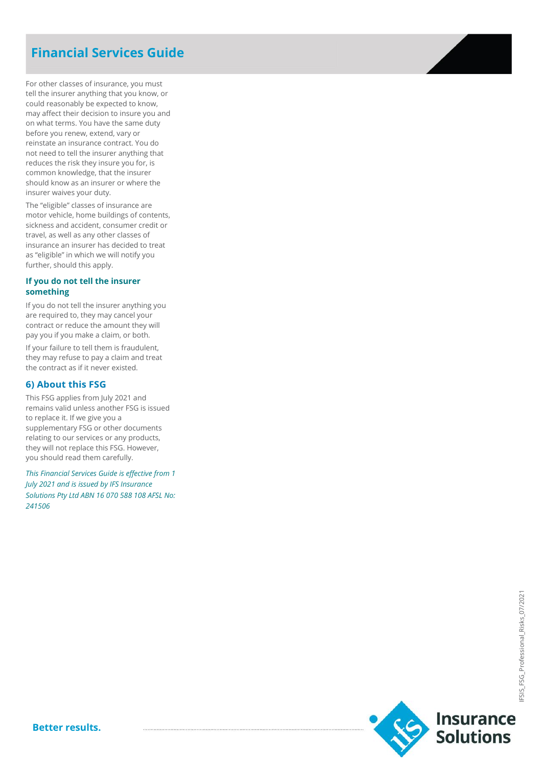For other classes of insurance, you must tell the insurer anything that you know, or could reasonably be expected to know, may affect their decision to insure you and on what terms. You have the same duty before you renew, extend, vary or reinstate an insurance contract. You do not need to tell the insurer anything that reduces the risk they insure you for, is common knowledge, that the insurer should know as an insurer or where the insurer waives your duty.

The "eligible" classes of insurance are motor vehicle, home buildings of contents, sickness and accident, consumer credit or travel, as well as any other classes of insurance an insurer has decided to treat as "eligible" in which we will notify you further, should this apply.

### If you do not tell the insurer something

If you do not tell the insurer anything you are required to, they may cancel your contract or reduce the amount they will pay you if you make a claim, or both.

If your failure to tell them is fraudulent, they may refuse to pay a claim and treat the contract as if it never existed.

## 6) About this FSG

This FSG applies from July 2021 and remains valid unless another FSG is issued to replace it. If we give you a supplementary FSG or other documents relating to our services or any products, they will not replace this FSG. However, you should read them carefully.

*This Financial Services Guide is effective from 1 July 2021 and is issued by IFS Insurance Solutions Pty Ltd ABN 16 070 588 108 AFSL No: 241506*